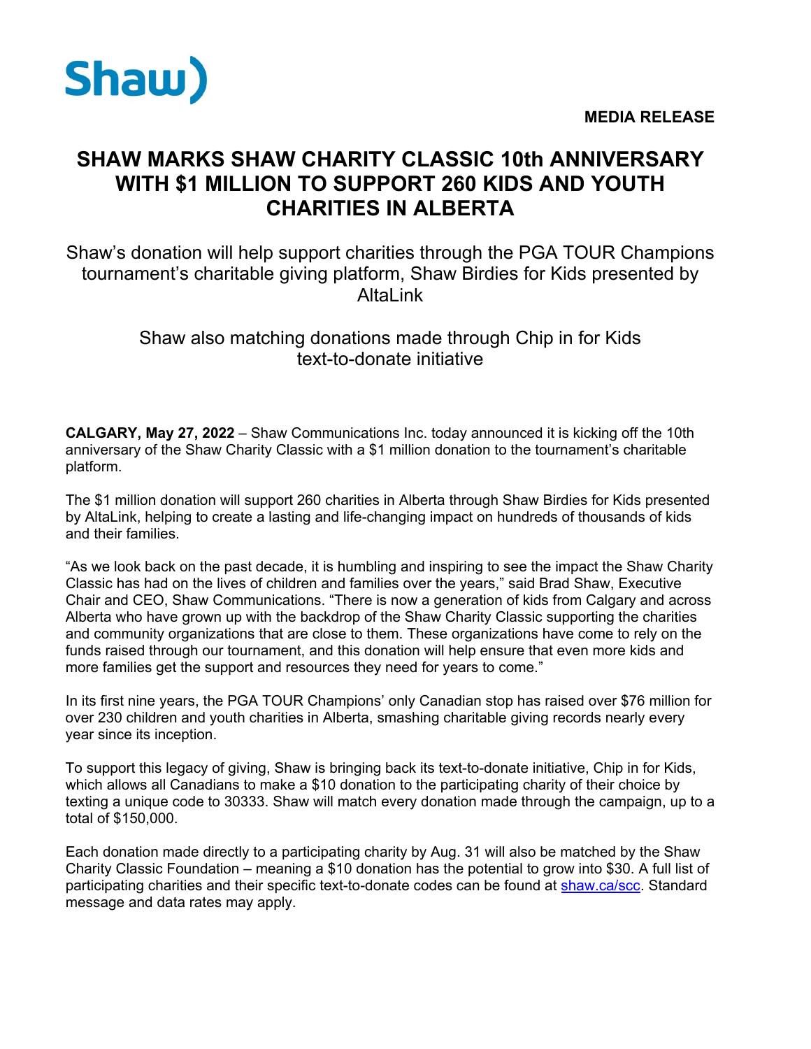Shaw

**MEDIA RELEASE**

# SHAW MARKS SHAW CHARITY CLASSIC 10th ANNIVERSARY WITH $1 MILLION TO SUPPORT 260 KIDS AND YOUTH CHARITIES IN ALBERTA

Shaw's donation will help support charities through the PGA TOUR Champions tournament's charitable giving platform, Shaw Birdies for Kids presented by AltaLink

Shaw also matching donations made through Chip in for Kids text-to-donate initiative

**CALGARY, May 27, 2022** – Shaw Communications Inc. today announced it is kicking off the 10th anniversary of the Shaw Charity Classic with a $1 million donation to the tournament's charitable platform.

The $1 million donation will support 260 charities in Alberta through Shaw Birdies for Kids presented by AltaLink, helping to create a lasting and life-changing impact on hundreds of thousands of kids and their families.

"As we look back on the past decade, it is humbling and inspiring to see the impact the Shaw Charity Classic has had on the lives of children and families over the years," said Brad Shaw, Executive Chair and CEO, Shaw Communications. "There is now a generation of kids from Calgary and across Alberta who have grown up with the backdrop of the Shaw Charity Classic supporting the charities and community organizations that are close to them. These organizations have come to rely on the funds raised through our tournament, and this donation will help ensure that even more kids and more families get the support and resources they need for years to come."

In its first nine years, the PGA TOUR Champions' only Canadian stop has raised over $76 million for over 230 children and youth charities in Alberta, smashing charitable giving records nearly every year since its inception.

To support this legacy of giving, Shaw is bringing back its text-to-donate initiative, Chip in for Kids, which allows all Canadians to make a $10 donation to the participating charity of their choice by texting a unique code to 30333. Shaw will match every donation made through the campaign, up to a total of $150,000.

Each donation made directly to a participating charity by Aug. 31 will also be matched by the Shaw Charity Classic Foundation – meaning a $10 donation has the potential to grow into $30. A full list of participating charities and their specific text-to-donate codes can be found at shaw.ca/scc. Standard message and data rates may apply.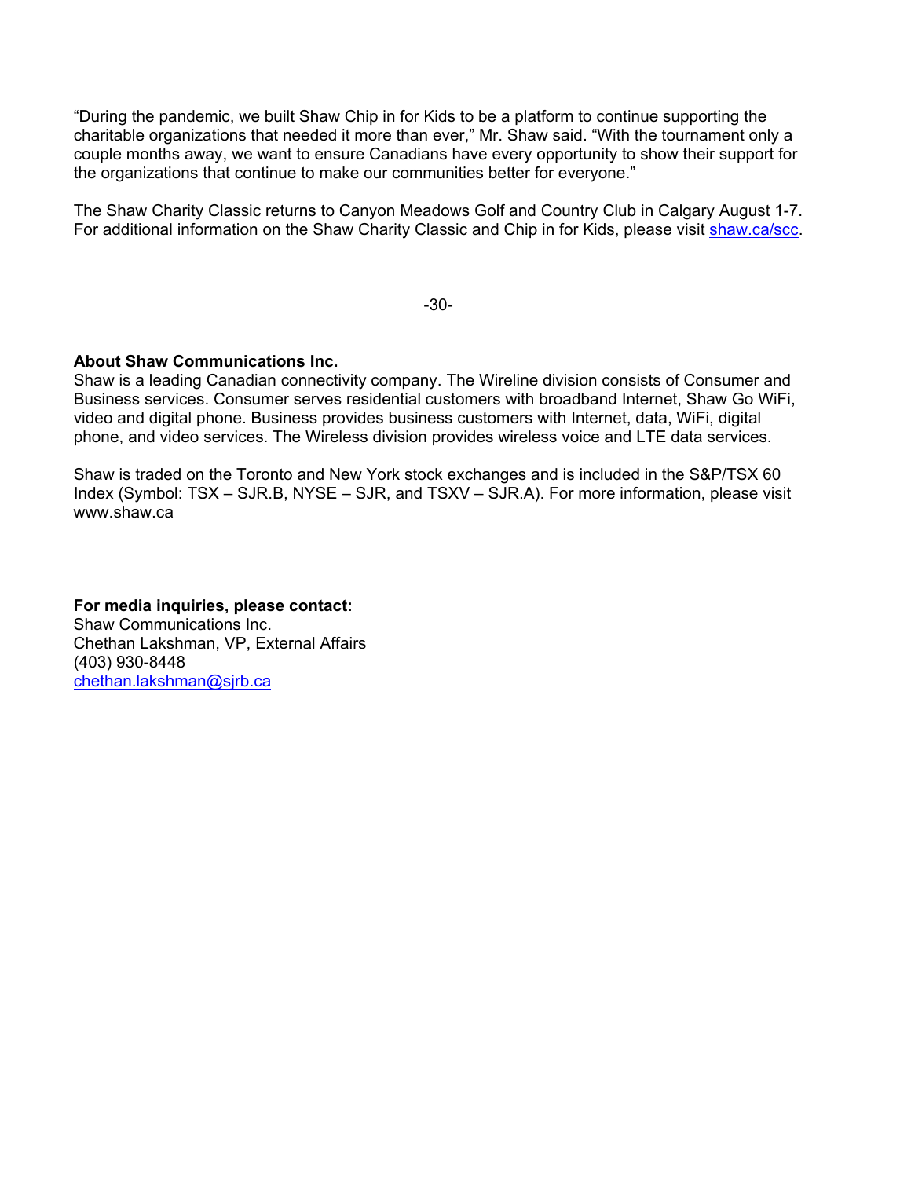"During the pandemic, we built Shaw Chip in for Kids to be a platform to continue supporting the charitable organizations that needed it more than ever," Mr. Shaw said. "With the tournament only a couple months away, we want to ensure Canadians have every opportunity to show their support for the organizations that continue to make our communities better for everyone."

The Shaw Charity Classic returns to Canyon Meadows Golf and Country Club in Calgary August 1-7. For additional information on the Shaw Charity Classic and Chip in for Kids, please visit shaw.ca/scc.

-30-

**About Shaw Communications Inc.**
Shaw is a leading Canadian connectivity company. The Wireline division consists of Consumer and Business services. Consumer serves residential customers with broadband Internet, Shaw Go WiFi, video and digital phone. Business provides business customers with Internet, data, WiFi, digital phone, and video services. The Wireless division provides wireless voice and LTE data services.

Shaw is traded on the Toronto and New York stock exchanges and is included in the S&P/TSX 60 Index (Symbol: TSX – SJR.B, NYSE – SJR, and TSXV – SJR.A). For more information, please visit www.shaw.ca

**For media inquiries, please contact:**
Shaw Communications Inc.
Chethan Lakshman, VP, External Affairs
(403) 930-8448
chethan.lakshman@sjrb.ca